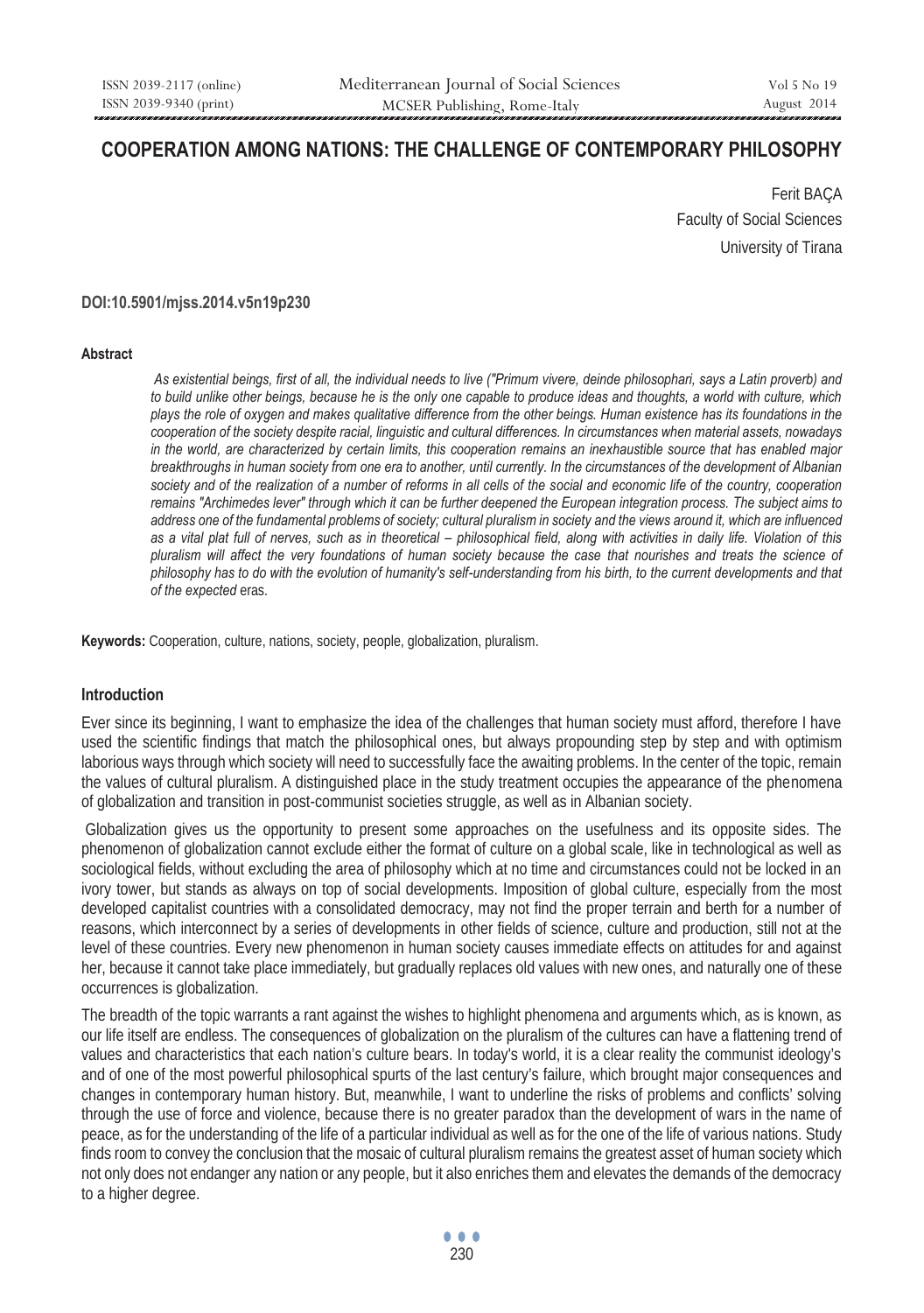# COOPERATION AMONG NATIONS: THE CHALLENGE OF CONTEMPORARY PHILOSOPHY

Ferit BAÇA

Faculty of Social Sciences

University of Tirana

**DOI:10.5901/mjss.2014.v5n19p230**

**Abstract**

*As existential beings, first of all, the individual needs to live ("Primum vivere, deinde philosophari, says a Latin proverb) and to build unlike other beings, because he is the only one capable to produce ideas and thoughts, a world with culture, which plays the role of oxygen and makes qualitative difference from the other beings. Human existence has its foundations in the cooperation of the society despite racial, linguistic and cultural differences. In circumstances when material assets, nowadays in the world, are characterized by certain limits, this cooperation remains an inexhaustible source that has enabled major breakthroughs in human society from one era to another, until currently. In the circumstances of the development of Albanian society and of the realization of a number of reforms in all cells of the social and economic life of the country, cooperation remains "Archimedes lever" through which it can be further deepened the European integration process. The subject aims to address one of the fundamental problems of society; cultural pluralism in society and the views around it, which are influenced as a vital plat full of nerves, such as in theoretical – philosophical field, along with activities in daily life. Violation of this pluralism will affect the very foundations of human society because the case that nourishes and treats the science of philosophy has to do with the evolution of humanity's self-understanding from his birth, to the current developments and that of the expected* eras.

**Keywords:** Cooperation, culture, nations, society, people, globalization, pluralism.

## Introduction

Ever since its beginning, I want to emphasize the idea of the challenges that human society must afford, therefore I have used the scientific findings that match the philosophical ones, but always propounding step by step and with optimism laborious ways through which society will need to successfully face the awaiting problems. In the center of the topic, remain the values of cultural pluralism. A distinguished place in the study treatment occupies the appearance of the phenomena of globalization and transition in post-communist societies struggle, as well as in Albanian society.

Globalization gives us the opportunity to present some approaches on the usefulness and its opposite sides. The phenomenon of globalization cannot exclude either the format of culture on a global scale, like in technological as well as sociological fields, without excluding the area of philosophy which at no time and circumstances could not be locked in an ivory tower, but stands as always on top of social developments. Imposition of global culture, especially from the most developed capitalist countries with a consolidated democracy, may not find the proper terrain and berth for a number of reasons, which interconnect by a series of developments in other fields of science, culture and production, still not at the level of these countries. Every new phenomenon in human society causes immediate effects on attitudes for and against her, because it cannot take place immediately, but gradually replaces old values with new ones, and naturally one of these occurrences is globalization.

The breadth of the topic warrants a rant against the wishes to highlight phenomena and arguments which, as is known, as our life itself are endless. The consequences of globalization on the pluralism of the cultures can have a flattening trend of values and characteristics that each nation's culture bears. In today's world, it is a clear reality the communist ideology's and of one of the most powerful philosophical spurts of the last century's failure, which brought major consequences and changes in contemporary human history. But, meanwhile, I want to underline the risks of problems and conflicts' solving through the use of force and violence, because there is no greater paradox than the development of wars in the name of peace, as for the understanding of the life of a particular individual as well as for the one of the life of various nations. Study finds room to convey the conclusion that the mosaic of cultural pluralism remains the greatest asset of human society which not only does not endanger any nation or any people, but it also enriches them and elevates the demands of the democracy to a higher degree.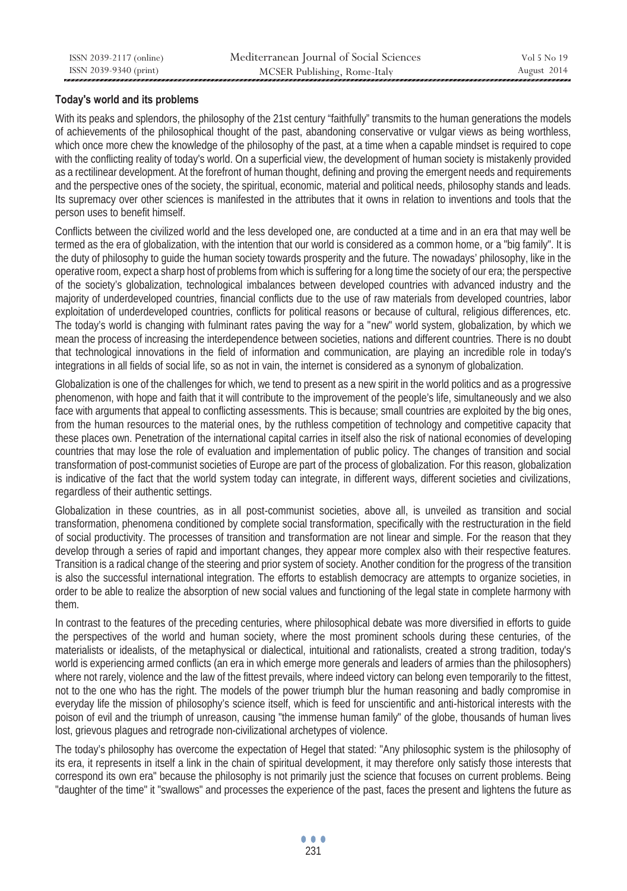**Today's world and its problems**

With its peaks and splendors, the philosophy of the 21st century "faithfully" transmits to the human generations the models of achievements of the philosophical thought of the past, abandoning conservative or vulgar views as being worthless, which once more chew the knowledge of the philosophy of the past, at a time when a capable mindset is required to cope with the conflicting reality of today's world. On a superficial view, the development of human society is mistakenly provided as a rectilinear development. At the forefront of human thought, defining and proving the emergent needs and requirements and the perspective ones of the society, the spiritual, economic, material and political needs, philosophy stands and leads. Its supremacy over other sciences is manifested in the attributes that it owns in relation to inventions and tools that the person uses to benefit himself.

Conflicts between the civilized world and the less developed one, are conducted at a time and in an era that may well be termed as the era of globalization, with the intention that our world is considered as a common home, or a "big family". It is the duty of philosophy to guide the human society towards prosperity and the future. The nowadays' philosophy, like in the operative room, expect a sharp host of problems from which is suffering for a long time the society of our era; the perspective of the society's globalization, technological imbalances between developed countries with advanced industry and the majority of underdeveloped countries, financial conflicts due to the use of raw materials from developed countries, labor exploitation of underdeveloped countries, conflicts for political reasons or because of cultural, religious differences, etc. The today's world is changing with fulminant rates paving the way for a "new" world system, globalization, by which we mean the process of increasing the interdependence between societies, nations and different countries. There is no doubt that technological innovations in the field of information and communication, are playing an incredible role in today's integrations in all fields of social life, so as not in vain, the internet is considered as a synonym of globalization.

Globalization is one of the challenges for which, we tend to present as a new spirit in the world politics and as a progressive phenomenon, with hope and faith that it will contribute to the improvement of the people's life, simultaneously and we also face with arguments that appeal to conflicting assessments. This is because; small countries are exploited by the big ones, from the human resources to the material ones, by the ruthless competition of technology and competitive capacity that these places own. Penetration of the international capital carries in itself also the risk of national economies of developing countries that may lose the role of evaluation and implementation of public policy. The changes of transition and social transformation of post-communist societies of Europe are part of the process of globalization. For this reason, globalization is indicative of the fact that the world system today can integrate, in different ways, different societies and civilizations, regardless of their authentic settings.

Globalization in these countries, as in all post-communist societies, above all, is unveiled as transition and social transformation, phenomena conditioned by complete social transformation, specifically with the restructuration in the field of social productivity. The processes of transition and transformation are not linear and simple. For the reason that they develop through a series of rapid and important changes, they appear more complex also with their respective features. Transition is a radical change of the steering and prior system of society. Another condition for the progress of the transition is also the successful international integration. The efforts to establish democracy are attempts to organize societies, in order to be able to realize the absorption of new social values and functioning of the legal state in complete harmony with them.

In contrast to the features of the preceding centuries, where philosophical debate was more diversified in efforts to guide the perspectives of the world and human society, where the most prominent schools during these centuries, of the materialists or idealists, of the metaphysical or dialectical, intuitional and rationalists, created a strong tradition, today's world is experiencing armed conflicts (an era in which emerge more generals and leaders of armies than the philosophers) where not rarely, violence and the law of the fittest prevails, where indeed victory can belong even temporarily to the fittest, not to the one who has the right. The models of the power triumph blur the human reasoning and badly compromise in everyday life the mission of philosophy's science itself, which is feed for unscientific and anti-historical interests with the poison of evil and the triumph of unreason, causing "the immense human family" of the globe, thousands of human lives lost, grievous plagues and retrograde non-civilizational archetypes of violence.

The today's philosophy has overcome the expectation of Hegel that stated: "Any philosophic system is the philosophy of its era, it represents in itself a link in the chain of spiritual development, it may therefore only satisfy those interests that correspond its own era" because the philosophy is not primarily just the science that focuses on current problems. Being "daughter of the time" it "swallows" and processes the experience of the past, faces the present and lightens the future as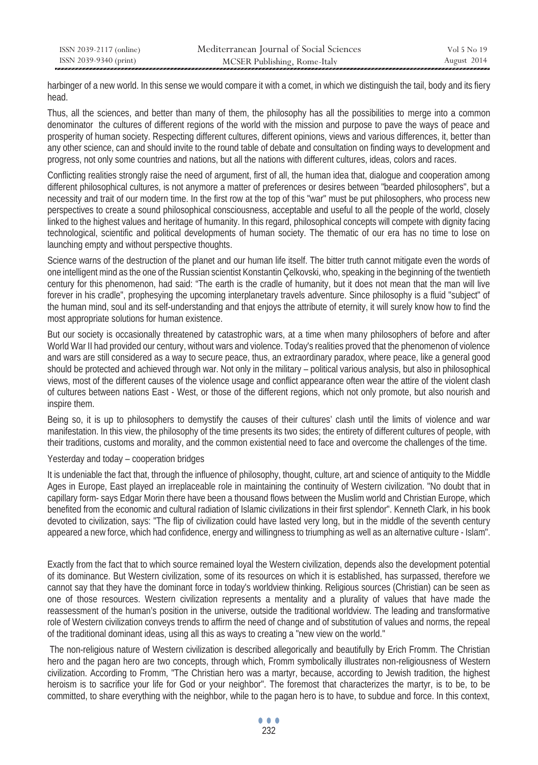harbinger of a new world. In this sense we would compare it with a comet, in which we distinguish the tail, body and its fiery head.

Thus, all the sciences, and better than many of them, the philosophy has all the possibilities to merge into a common denominator the cultures of different regions of the world with the mission and purpose to pave the ways of peace and prosperity of human society. Respecting different cultures, different opinions, views and various differences, it, better than any other science, can and should invite to the round table of debate and consultation on finding ways to development and progress, not only some countries and nations, but all the nations with different cultures, ideas, colors and races.

Conflicting realities strongly raise the need of argument, first of all, the human idea that, dialogue and cooperation among different philosophical cultures, is not anymore a matter of preferences or desires between "bearded philosophers", but a necessity and trait of our modern time. In the first row at the top of this "war" must be put philosophers, who process new perspectives to create a sound philosophical consciousness, acceptable and useful to all the people of the world, closely linked to the highest values and heritage of humanity. In this regard, philosophical concepts will compete with dignity facing technological, scientific and political developments of human society. The thematic of our era has no time to lose on launching empty and without perspective thoughts.

Science warns of the destruction of the planet and our human life itself. The bitter truth cannot mitigate even the words of one intelligent mind as the one of the Russian scientist Konstantin Çelkovski, who, speaking in the beginning of the twentieth century for this phenomenon, had said: "The earth is the cradle of humanity, but it does not mean that the man will live forever in his cradle", prophesying the upcoming interplanetary travels adventure. Since philosophy is a fluid "subject" of the human mind, soul and its self-understanding and that enjoys the attribute of eternity, it will surely know how to find the most appropriate solutions for human existence.

But our society is occasionally threatened by catastrophic wars, at a time when many philosophers of before and after World War II had provided our century, without wars and violence. Today's realities proved that the phenomenon of violence and wars are still considered as a way to secure peace, thus, an extraordinary paradox, where peace, like a general good should be protected and achieved through war. Not only in the military – political various analysis, but also in philosophical views, most of the different causes of the violence usage and conflict appearance often wear the attire of the violent clash of cultures between nations East - West, or those of the different regions, which not only promote, but also nourish and inspire them.

Being so, it is up to philosophers to demystify the causes of their cultures' clash until the limits of violence and war manifestation. In this view, the philosophy of the time presents its two sides; the entirety of different cultures of people, with their traditions, customs and morality, and the common existential need to face and overcome the challenges of the time.

## Yesterday and today – cooperation bridges

It is undeniable the fact that, through the influence of philosophy, thought, culture, art and science of antiquity to the Middle Ages in Europe, East played an irreplaceable role in maintaining the continuity of Western civilization. "No doubt that in capillary form- says Edgar Morin there have been a thousand flows between the Muslim world and Christian Europe, which benefited from the economic and cultural radiation of Islamic civilizations in their first splendor". Kenneth Clark, in his book devoted to civilization, says: "The flip of civilization could have lasted very long, but in the middle of the seventh century appeared a new force, which had confidence, energy and willingness to triumphing as well as an alternative culture - Islam".

Exactly from the fact that to which source remained loyal the Western civilization, depends also the development potential of its dominance. But Western civilization, some of its resources on which it is established, has surpassed, therefore we cannot say that they have the dominant force in today's worldview thinking. Religious sources (Christian) can be seen as one of those resources. Western civilization represents a mentality and a plurality of values that have made the reassessment of the human's position in the universe, outside the traditional worldview. The leading and transformative role of Western civilization conveys trends to affirm the need of change and of substitution of values and norms, the repeal of the traditional dominant ideas, using all this as ways to creating a "new view on the world."

The non-religious nature of Western civilization is described allegorically and beautifully by Erich Fromm. The Christian hero and the pagan hero are two concepts, through which, Fromm symbolically illustrates non-religiousness of Western civilization. According to Fromm, "The Christian hero was a martyr, because, according to Jewish tradition, the highest heroism is to sacrifice your life for God or your neighbor". The foremost that characterizes the martyr, is to be, to be committed, to share everything with the neighbor, while to the pagan hero is to have, to subdue and force. In this context,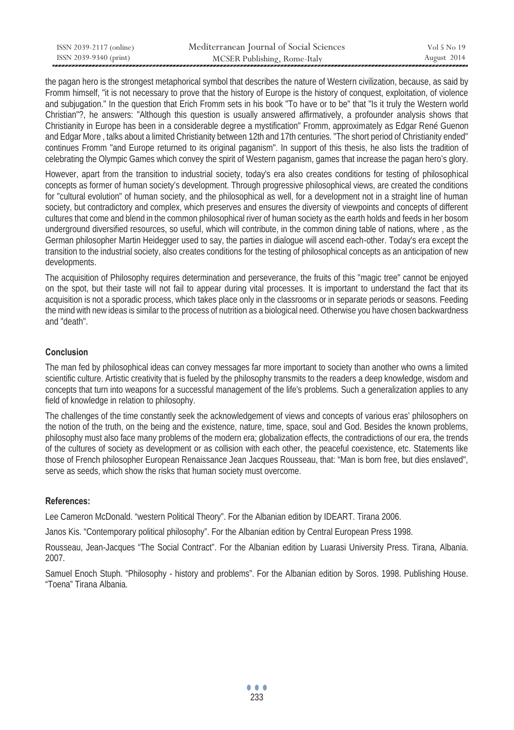the pagan hero is the strongest metaphorical symbol that describes the nature of Western civilization, because, as said by Fromm himself, "it is not necessary to prove that the history of Europe is the history of conquest, exploitation, of violence and subjugation." In the question that Erich Fromm sets in his book "To have or to be" that "Is it truly the Western world Christian"?, he answers: "Although this question is usually answered affirmatively, a profounder analysis shows that Christianity in Europe has been in a considerable degree a mystification" Fromm, approximately as Edgar René Guenon and Edgar More , talks about a limited Christianity between 12th and 17th centuries. "The short period of Christianity ended" continues Fromm "and Europe returned to its original paganism". In support of this thesis, he also lists the tradition of celebrating the Olympic Games which convey the spirit of Western paganism, games that increase the pagan hero's glory.

However, apart from the transition to industrial society, today's era also creates conditions for testing of philosophical concepts as former of human society's development. Through progressive philosophical views, are created the conditions for "cultural evolution" of human society, and the philosophical as well, for a development not in a straight line of human society, but contradictory and complex, which preserves and ensures the diversity of viewpoints and concepts of different cultures that come and blend in the common philosophical river of human society as the earth holds and feeds in her bosom underground diversified resources, so useful, which will contribute, in the common dining table of nations, where , as the German philosopher Martin Heidegger used to say, the parties in dialogue will ascend each-other. Today's era except the transition to the industrial society, also creates conditions for the testing of philosophical concepts as an anticipation of new developments.

The acquisition of Philosophy requires determination and perseverance, the fruits of this "magic tree" cannot be enjoyed on the spot, but their taste will not fail to appear during vital processes. It is important to understand the fact that its acquisition is not a sporadic process, which takes place only in the classrooms or in separate periods or seasons. Feeding the mind with new ideas is similar to the process of nutrition as a biological need. Otherwise you have chosen backwardness and "death".

## Conclusion

The man fed by philosophical ideas can convey messages far more important to society than another who owns a limited scientific culture. Artistic creativity that is fueled by the philosophy transmits to the readers a deep knowledge, wisdom and concepts that turn into weapons for a successful management of the life's problems. Such a generalization applies to any field of knowledge in relation to philosophy.

The challenges of the time constantly seek the acknowledgement of views and concepts of various eras' philosophers on the notion of the truth, on the being and the existence, nature, time, space, soul and God. Besides the known problems, philosophy must also face many problems of the modern era; globalization effects, the contradictions of our era, the trends of the cultures of society as development or as collision with each other, the peaceful coexistence, etc. Statements like those of French philosopher European Renaissance Jean Jacques Rousseau, that: "Man is born free, but dies enslaved", serve as seeds, which show the risks that human society must overcome.

## References:

Lee Cameron McDonald. "western Political Theory". For the Albanian edition by IDEART. Tirana 2006.

Janos Kis. "Contemporary political philosophy". For the Albanian edition by Central European Press 1998.

Rousseau, Jean-Jacques "The Social Contract". For the Albanian edition by Luarasi University Press. Tirana, Albania. 2007.

Samuel Enoch Stuph. "Philosophy - history and problems". For the Albanian edition by Soros. 1998. Publishing House. "Toena" Tirana Albania.